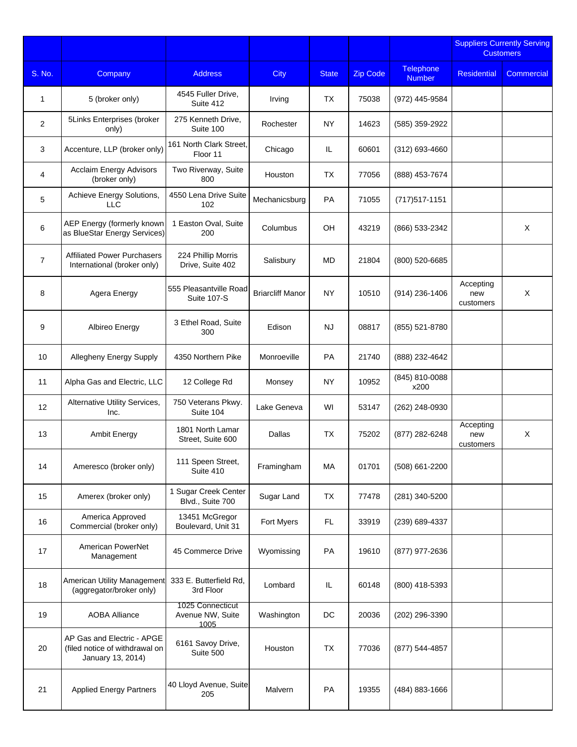| | | | | | | | Suppliers Currently Serving Customers | |
|---|---|---|---|---|---|---|---|---|
| S. No. | Company | Address | City | State | Zip Code | Telephone Number | Residential | Commercial |
| 1 | 5 (broker only) | 4545 Fuller Drive, Suite 412 | Irving | TX | 75038 | (972) 445-9584 | | |
| 2 | 5Links Enterprises (broker only) | 275 Kenneth Drive, Suite 100 | Rochester | NY | 14623 | (585) 359-2922 | | |
| 3 | Accenture, LLP (broker only) | 161 North Clark Street, Floor 11 | Chicago | IL | 60601 | (312) 693-4660 | | |
| 4 | Acclaim Energy Advisors (broker only) | Two Riverway, Suite 800 | Houston | TX | 77056 | (888) 453-7674 | | |
| 5 | Achieve Energy Solutions, LLC | 4550 Lena Drive Suite 102 | Mechanicsburg | PA | 71055 | (717)517-1151 | | |
| 6 | AEP Energy (formerly known as BlueStar Energy Services) | 1 Easton Oval, Suite 200 | Columbus | OH | 43219 | (866) 533-2342 | | X |
| 7 | Affiliated Power Purchasers International (broker only) | 224 Phillip Morris Drive, Suite 402 | Salisbury | MD | 21804 | (800) 520-6685 | | |
| 8 | Agera Energy | 555 Pleasantville Road Suite 107-S | Briarcliff Manor | NY | 10510 | (914) 236-1406 | Accepting new customers | X |
| 9 | Albireo Energy | 3 Ethel Road, Suite 300 | Edison | NJ | 08817 | (855) 521-8780 | | |
| 10 | Allegheny Energy Supply | 4350 Northern Pike | Monroeville | PA | 21740 | (888) 232-4642 | | |
| 11 | Alpha Gas and Electric, LLC | 12 College Rd | Monsey | NY | 10952 | (845) 810-0088 x200 | | |
| 12 | Alternative Utility Services, Inc. | 750 Veterans Pkwy. Suite 104 | Lake Geneva | WI | 53147 | (262) 248-0930 | | |
| 13 | Ambit Energy | 1801 North Lamar Street, Suite 600 | Dallas | TX | 75202 | (877) 282-6248 | Accepting new customers | X |
| 14 | Ameresco (broker only) | 111 Speen Street, Suite 410 | Framingham | MA | 01701 | (508) 661-2200 | | |
| 15 | Amerex (broker only) | 1 Sugar Creek Center Blvd., Suite 700 | Sugar Land | TX | 77478 | (281) 340-5200 | | |
| 16 | America Approved Commercial (broker only) | 13451 McGregor Boulevard, Unit 31 | Fort Myers | FL | 33919 | (239) 689-4337 | | |
| 17 | American PowerNet Management | 45 Commerce Drive | Wyomissing | PA | 19610 | (877) 977-2636 | | |
| 18 | American Utility Management (aggregator/broker only) | 333 E. Butterfield Rd, 3rd Floor | Lombard | IL | 60148 | (800) 418-5393 | | |
| 19 | AOBA Alliance | 1025 Connecticut Avenue NW, Suite 1005 | Washington | DC | 20036 | (202) 296-3390 | | |
| 20 | AP Gas and Electric - APGE (filed notice of withdrawal on January 13, 2014) | 6161 Savoy Drive, Suite 500 | Houston | TX | 77036 | (877) 544-4857 | | |
| 21 | Applied Energy Partners | 40 Lloyd Avenue, Suite 205 | Malvern | PA | 19355 | (484) 883-1666 | | |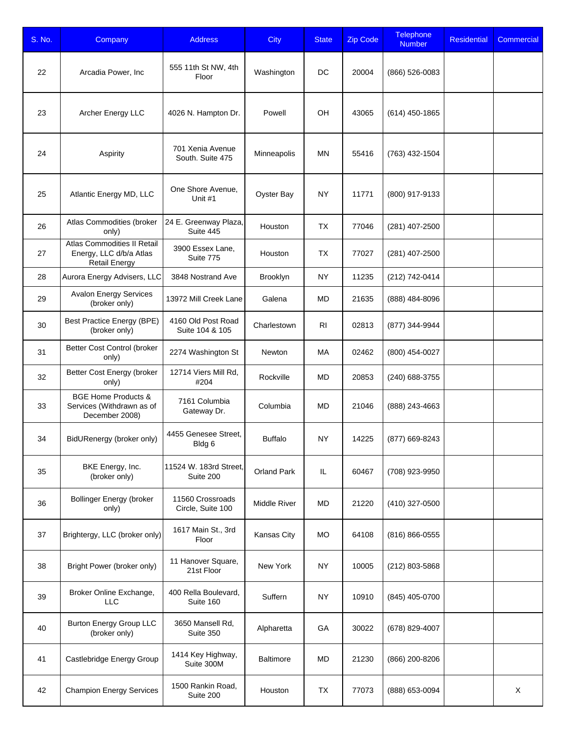| S. No. | Company | Address | City | State | Zip Code | Telephone Number | Residential | Commercial |
| --- | --- | --- | --- | --- | --- | --- | --- | --- |
| 22 | Arcadia Power, Inc | 555 11th St NW, 4th Floor | Washington | DC | 20004 | (866) 526-0083 | | |
| 23 | Archer Energy LLC | 4026 N. Hampton Dr. | Powell | OH | 43065 | (614) 450-1865 | | |
| 24 | Aspirity | 701 Xenia Avenue South. Suite 475 | Minneapolis | MN | 55416 | (763) 432-1504 | | |
| 25 | Atlantic Energy MD, LLC | One Shore Avenue, Unit #1 | Oyster Bay | NY | 11771 | (800) 917-9133 | | |
| 26 | Atlas Commodities (broker only) | 24 E. Greenway Plaza, Suite 445 | Houston | TX | 77046 | (281) 407-2500 | | |
| 27 | Atlas Commodities II Retail Energy, LLC d/b/a Atlas Retail Energy | 3900 Essex Lane, Suite 775 | Houston | TX | 77027 | (281) 407-2500 | | |
| 28 | Aurora Energy Advisers, LLC | 3848 Nostrand Ave | Brooklyn | NY | 11235 | (212) 742-0414 | | |
| 29 | Avalon Energy Services (broker only) | 13972 Mill Creek Lane | Galena | MD | 21635 | (888) 484-8096 | | |
| 30 | Best Practice Energy (BPE) (broker only) | 4160 Old Post Road Suite 104 & 105 | Charlestown | RI | 02813 | (877) 344-9944 | | |
| 31 | Better Cost Control (broker only) | 2274 Washington St | Newton | MA | 02462 | (800) 454-0027 | | |
| 32 | Better Cost Energy (broker only) | 12714 Viers Mill Rd, #204 | Rockville | MD | 20853 | (240) 688-3755 | | |
| 33 | BGE Home Products & Services (Withdrawn as of December 2008) | 7161 Columbia Gateway Dr. | Columbia | MD | 21046 | (888) 243-4663 | | |
| 34 | BidURenergy (broker only) | 4455 Genesee Street, Bldg 6 | Buffalo | NY | 14225 | (877) 669-8243 | | |
| 35 | BKE Energy, Inc. (broker only) | 11524 W. 183rd Street, Suite 200 | Orland Park | IL | 60467 | (708) 923-9950 | | |
| 36 | Bollinger Energy (broker only) | 11560 Crossroads Circle, Suite 100 | Middle River | MD | 21220 | (410) 327-0500 | | |
| 37 | Brightergy, LLC (broker only) | 1617 Main St., 3rd Floor | Kansas City | MO | 64108 | (816) 866-0555 | | |
| 38 | Bright Power (broker only) | 11 Hanover Square, 21st Floor | New York | NY | 10005 | (212) 803-5868 | | |
| 39 | Broker Online Exchange, LLC | 400 Rella Boulevard, Suite 160 | Suffern | NY | 10910 | (845) 405-0700 | | |
| 40 | Burton Energy Group LLC (broker only) | 3650 Mansell Rd, Suite 350 | Alpharetta | GA | 30022 | (678) 829-4007 | | |
| 41 | Castlebridge Energy Group | 1414 Key Highway, Suite 300M | Baltimore | MD | 21230 | (866) 200-8206 | | |
| 42 | Champion Energy Services | 1500 Rankin Road, Suite 200 | Houston | TX | 77073 | (888) 653-0094 | | X |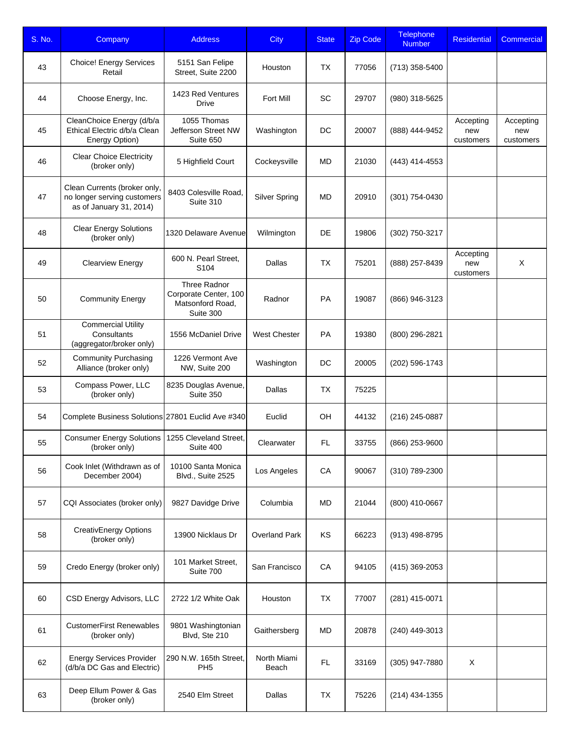| S. No. | Company | Address | City | State | Zip Code | Telephone Number | Residential | Commercial |
|---|---|---|---|---|---|---|---|---|
| 43 | Choice! Energy Services Retail | 5151 San Felipe Street, Suite 2200 | Houston | TX | 77056 | (713) 358-5400 | | |
| 44 | Choose Energy, Inc. | 1423 Red Ventures Drive | Fort Mill | SC | 29707 | (980) 318-5625 | | |
| 45 | CleanChoice Energy (d/b/a Ethical Electric d/b/a Clean Energy Option) | 1055 Thomas Jefferson Street NW Suite 650 | Washington | DC | 20007 | (888) 444-9452 | Accepting new customers | Accepting new customers |
| 46 | Clear Choice Electricity (broker only) | 5 Highfield Court | Cockeysville | MD | 21030 | (443) 414-4553 | | |
| 47 | Clean Currents (broker only, no longer serving customers as of January 31, 2014) | 8403 Colesville Road, Suite 310 | Silver Spring | MD | 20910 | (301) 754-0430 | | |
| 48 | Clear Energy Solutions (broker only) | 1320 Delaware Avenue | Wilmington | DE | 19806 | (302) 750-3217 | | |
| 49 | Clearview Energy | 600 N. Pearl Street, S104 | Dallas | TX | 75201 | (888) 257-8439 | Accepting new customers | X |
| 50 | Community Energy | Three Radnor Corporate Center, 100 Matsonford Road, Suite 300 | Radnor | PA | 19087 | (866) 946-3123 | | |
| 51 | Commercial Utility Consultants (aggregator/broker only) | 1556 McDaniel Drive | West Chester | PA | 19380 | (800) 296-2821 | | |
| 52 | Community Purchasing Alliance (broker only) | 1226 Vermont Ave NW, Suite 200 | Washington | DC | 20005 | (202) 596-1743 | | |
| 53 | Compass Power, LLC (broker only) | 8235 Douglas Avenue, Suite 350 | Dallas | TX | 75225 | | | |
| 54 | Complete Business Solutions | 27801 Euclid Ave #340 | Euclid | OH | 44132 | (216) 245-0887 | | |
| 55 | Consumer Energy Solutions (broker only) | 1255 Cleveland Street, Suite 400 | Clearwater | FL | 33755 | (866) 253-9600 | | |
| 56 | Cook Inlet (Withdrawn as of December 2004) | 10100 Santa Monica Blvd., Suite 2525 | Los Angeles | CA | 90067 | (310) 789-2300 | | |
| 57 | CQI Associates (broker only) | 9827 Davidge Drive | Columbia | MD | 21044 | (800) 410-0667 | | |
| 58 | CreativEnergy Options (broker only) | 13900 Nicklaus Dr | Overland Park | KS | 66223 | (913) 498-8795 | | |
| 59 | Credo Energy (broker only) | 101 Market Street, Suite 700 | San Francisco | CA | 94105 | (415) 369-2053 | | |
| 60 | CSD Energy Advisors, LLC | 2722 1/2 White Oak | Houston | TX | 77007 | (281) 415-0071 | | |
| 61 | CustomerFirst Renewables (broker only) | 9801 Washingtonian Blvd, Ste 210 | Gaithersberg | MD | 20878 | (240) 449-3013 | | |
| 62 | Energy Services Provider (d/b/a DC Gas and Electric) | 290 N.W. 165th Street, PH5 | North Miami Beach | FL | 33169 | (305) 947-7880 | X | |
| 63 | Deep Ellum Power & Gas (broker only) | 2540 Elm Street | Dallas | TX | 75226 | (214) 434-1355 | | |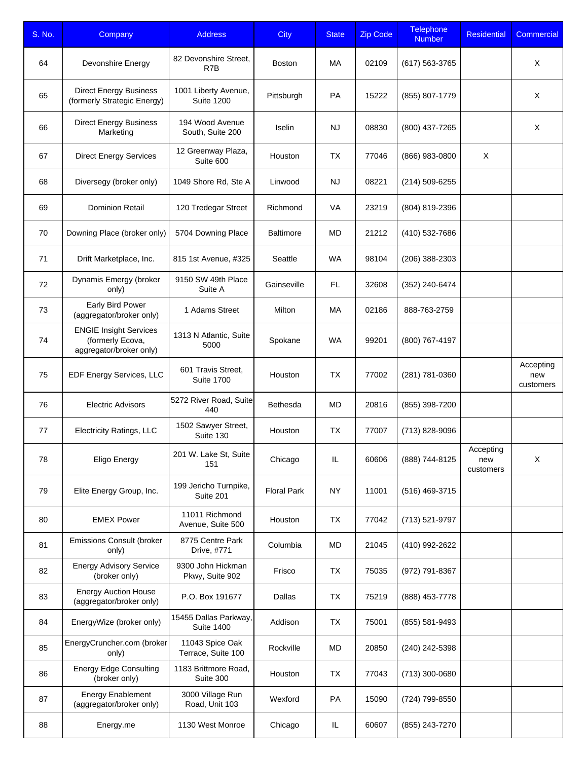| S. No. | Company | Address | City | State | Zip Code | Telephone Number | Residential | Commercial |
|---|---|---|---|---|---|---|---|---|
| 64 | Devonshire Energy | 82 Devonshire Street, R7B | Boston | MA | 02109 | (617) 563-3765 | | X |
| 65 | Direct Energy Business (formerly Strategic Energy) | 1001 Liberty Avenue, Suite 1200 | Pittsburgh | PA | 15222 | (855) 807-1779 | | X |
| 66 | Direct Energy Business Marketing | 194 Wood Avenue South, Suite 200 | Iselin | NJ | 08830 | (800) 437-7265 | | X |
| 67 | Direct Energy Services | 12 Greenway Plaza, Suite 600 | Houston | TX | 77046 | (866) 983-0800 | X | |
| 68 | Diversegy (broker only) | 1049 Shore Rd, Ste A | Linwood | NJ | 08221 | (214) 509-6255 | | |
| 69 | Dominion Retail | 120 Tredegar Street | Richmond | VA | 23219 | (804) 819-2396 | | |
| 70 | Downing Place (broker only) | 5704 Downing Place | Baltimore | MD | 21212 | (410) 532-7686 | | |
| 71 | Drift Marketplace, Inc. | 815 1st Avenue, #325 | Seattle | WA | 98104 | (206) 388-2303 | | |
| 72 | Dynamis Emergy (broker only) | 9150 SW 49th Place Suite A | Gainseville | FL | 32608 | (352) 240-6474 | | |
| 73 | Early Bird Power (aggregator/broker only) | 1 Adams Street | Milton | MA | 02186 | 888-763-2759 | | |
| 74 | ENGIE Insight Services (formerly Ecova, aggregator/broker only) | 1313 N Atlantic, Suite 5000 | Spokane | WA | 99201 | (800) 767-4197 | | |
| 75 | EDF Energy Services, LLC | 601 Travis Street, Suite 1700 | Houston | TX | 77002 | (281) 781-0360 | | Accepting new customers |
| 76 | Electric Advisors | 5272 River Road, Suite 440 | Bethesda | MD | 20816 | (855) 398-7200 | | |
| 77 | Electricity Ratings, LLC | 1502 Sawyer Street, Suite 130 | Houston | TX | 77007 | (713) 828-9096 | | |
| 78 | Eligo Energy | 201 W. Lake St, Suite 151 | Chicago | IL | 60606 | (888) 744-8125 | Accepting new customers | X |
| 79 | Elite Energy Group, Inc. | 199 Jericho Turnpike, Suite 201 | Floral Park | NY | 11001 | (516) 469-3715 | | |
| 80 | EMEX Power | 11011 Richmond Avenue, Suite 500 | Houston | TX | 77042 | (713) 521-9797 | | |
| 81 | Emissions Consult (broker only) | 8775 Centre Park Drive, #771 | Columbia | MD | 21045 | (410) 992-2622 | | |
| 82 | Energy Advisory Service (broker only) | 9300 John Hickman Pkwy, Suite 902 | Frisco | TX | 75035 | (972) 791-8367 | | |
| 83 | Energy Auction House (aggregator/broker only) | P.O. Box 191677 | Dallas | TX | 75219 | (888) 453-7778 | | |
| 84 | EnergyWize (broker only) | 15455 Dallas Parkway, Suite 1400 | Addison | TX | 75001 | (855) 581-9493 | | |
| 85 | EnergyCruncher.com (broker only) | 11043 Spice Oak Terrace, Suite 100 | Rockville | MD | 20850 | (240) 242-5398 | | |
| 86 | Energy Edge Consulting (broker only) | 1183 Brittmore Road, Suite 300 | Houston | TX | 77043 | (713) 300-0680 | | |
| 87 | Energy Enablement (aggregator/broker only) | 3000 Village Run Road, Unit 103 | Wexford | PA | 15090 | (724) 799-8550 | | |
| 88 | Energy.me | 1130 West Monroe | Chicago | IL | 60607 | (855) 243-7270 | | |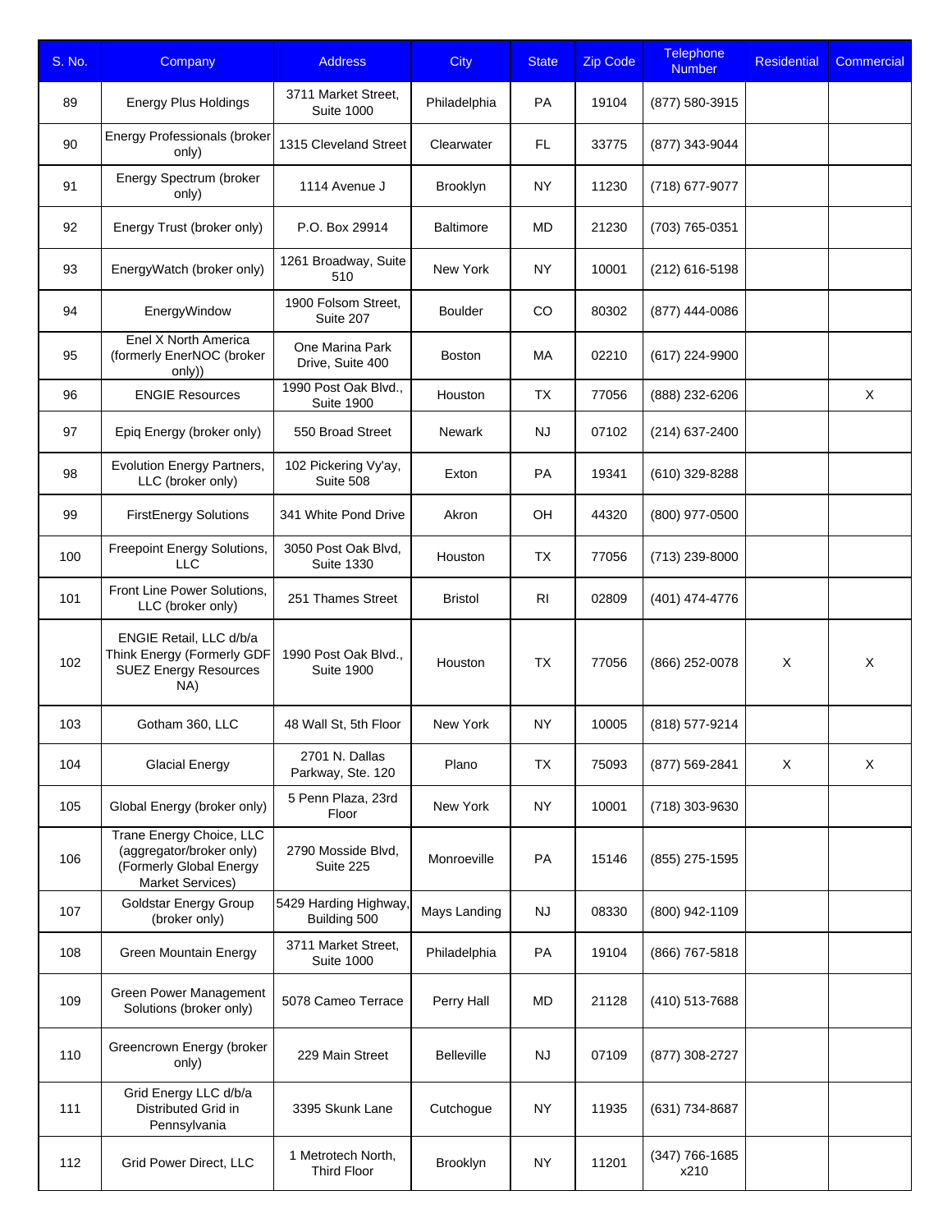| S. No. | Company | Address | City | State | Zip Code | Telephone Number | Residential | Commercial |
|---|---|---|---|---|---|---|---|---|
| 89 | Energy Plus Holdings | 3711 Market Street, Suite 1000 | Philadelphia | PA | 19104 | (877) 580-3915 | | |
| 90 | Energy Professionals (broker only) | 1315 Cleveland Street | Clearwater | FL | 33775 | (877) 343-9044 | | |
| 91 | Energy Spectrum (broker only) | 1114 Avenue J | Brooklyn | NY | 11230 | (718) 677-9077 | | |
| 92 | Energy Trust (broker only) | P.O. Box 29914 | Baltimore | MD | 21230 | (703) 765-0351 | | |
| 93 | EnergyWatch (broker only) | 1261 Broadway, Suite 510 | New York | NY | 10001 | (212) 616-5198 | | |
| 94 | EnergyWindow | 1900 Folsom Street, Suite 207 | Boulder | CO | 80302 | (877) 444-0086 | | |
| 95 | Enel X North America (formerly EnerNOC (broker only)) | One Marina Park Drive, Suite 400 | Boston | MA | 02210 | (617) 224-9900 | | |
| 96 | ENGIE Resources | 1990 Post Oak Blvd., Suite 1900 | Houston | TX | 77056 | (888) 232-6206 | | X |
| 97 | Epiq Energy (broker only) | 550 Broad Street | Newark | NJ | 07102 | (214) 637-2400 | | |
| 98 | Evolution Energy Partners, LLC (broker only) | 102 Pickering Vy'ay, Suite 508 | Exton | PA | 19341 | (610) 329-8288 | | |
| 99 | FirstEnergy Solutions | 341 White Pond Drive | Akron | OH | 44320 | (800) 977-0500 | | |
| 100 | Freepoint Energy Solutions, LLC | 3050 Post Oak Blvd, Suite 1330 | Houston | TX | 77056 | (713) 239-8000 | | |
| 101 | Front Line Power Solutions, LLC (broker only) | 251 Thames Street | Bristol | RI | 02809 | (401) 474-4776 | | |
| 102 | ENGIE Retail, LLC d/b/a Think Energy (Formerly GDF SUEZ Energy Resources NA) | 1990 Post Oak Blvd., Suite 1900 | Houston | TX | 77056 | (866) 252-0078 | X | X |
| 103 | Gotham 360, LLC | 48 Wall St, 5th Floor | New York | NY | 10005 | (818) 577-9214 | | |
| 104 | Glacial Energy | 2701 N. Dallas Parkway, Ste. 120 | Plano | TX | 75093 | (877) 569-2841 | X | X |
| 105 | Global Energy (broker only) | 5 Penn Plaza, 23rd Floor | New York | NY | 10001 | (718) 303-9630 | | |
| 106 | Trane Energy Choice, LLC (aggregator/broker only) (Formerly Global Energy Market Services) | 2790 Mosside Blvd, Suite 225 | Monroeville | PA | 15146 | (855) 275-1595 | | |
| 107 | Goldstar Energy Group (broker only) | 5429 Harding Highway, Building 500 | Mays Landing | NJ | 08330 | (800) 942-1109 | | |
| 108 | Green Mountain Energy | 3711 Market Street, Suite 1000 | Philadelphia | PA | 19104 | (866) 767-5818 | | |
| 109 | Green Power Management Solutions (broker only) | 5078 Cameo Terrace | Perry Hall | MD | 21128 | (410) 513-7688 | | |
| 110 | Greencrown Energy (broker only) | 229 Main Street | Belleville | NJ | 07109 | (877) 308-2727 | | |
| 111 | Grid Energy LLC d/b/a Distributed Grid in Pennsylvania | 3395 Skunk Lane | Cutchogue | NY | 11935 | (631) 734-8687 | | |
| 112 | Grid Power Direct, LLC | 1 Metrotech North, Third Floor | Brooklyn | NY | 11201 | (347) 766-1685 x210 | | |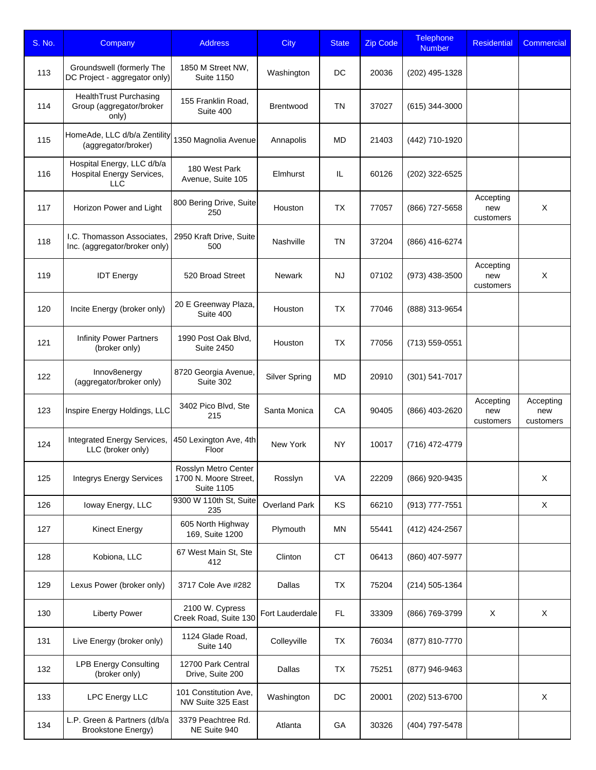| S. No. | Company | Address | City | State | Zip Code | Telephone Number | Residential | Commercial |
|---|---|---|---|---|---|---|---|---|
| 113 | Groundswell (formerly The DC Project - aggregator only) | 1850 M Street NW, Suite 1150 | Washington | DC | 20036 | (202) 495-1328 | | |
| 114 | HealthTrust Purchasing Group (aggregator/broker only) | 155 Franklin Road, Suite 400 | Brentwood | TN | 37027 | (615) 344-3000 | | |
| 115 | HomeAde, LLC d/b/a Zentility (aggregator/broker) | 1350 Magnolia Avenue | Annapolis | MD | 21403 | (442) 710-1920 | | |
| 116 | Hospital Energy, LLC d/b/a Hospital Energy Services, LLC | 180 West Park Avenue, Suite 105 | Elmhurst | IL | 60126 | (202) 322-6525 | | |
| 117 | Horizon Power and Light | 800 Bering Drive, Suite 250 | Houston | TX | 77057 | (866) 727-5658 | Accepting new customers | X |
| 118 | I.C. Thomasson Associates, Inc. (aggregator/broker only) | 2950 Kraft Drive, Suite 500 | Nashville | TN | 37204 | (866) 416-6274 | | |
| 119 | IDT Energy | 520 Broad Street | Newark | NJ | 07102 | (973) 438-3500 | Accepting new customers | X |
| 120 | Incite Energy (broker only) | 20 E Greenway Plaza, Suite 400 | Houston | TX | 77046 | (888) 313-9654 | | |
| 121 | Infinity Power Partners (broker only) | 1990 Post Oak Blvd, Suite 2450 | Houston | TX | 77056 | (713) 559-0551 | | |
| 122 | Innov8energy (aggregator/broker only) | 8720 Georgia Avenue, Suite 302 | Silver Spring | MD | 20910 | (301) 541-7017 | | |
| 123 | Inspire Energy Holdings, LLC | 3402 Pico Blvd, Ste 215 | Santa Monica | CA | 90405 | (866) 403-2620 | Accepting new customers | Accepting new customers |
| 124 | Integrated Energy Services, LLC (broker only) | 450 Lexington Ave, 4th Floor | New York | NY | 10017 | (716) 472-4779 | | |
| 125 | Integrys Energy Services | Rosslyn Metro Center 1700 N. Moore Street, Suite 1105 | Rosslyn | VA | 22209 | (866) 920-9435 | | X |
| 126 | Ioway Energy, LLC | 9300 W 110th St, Suite 235 | Overland Park | KS | 66210 | (913) 777-7551 | | X |
| 127 | Kinect Energy | 605 North Highway 169, Suite 1200 | Plymouth | MN | 55441 | (412) 424-2567 | | |
| 128 | Kobiona, LLC | 67 West Main St, Ste 412 | Clinton | CT | 06413 | (860) 407-5977 | | |
| 129 | Lexus Power (broker only) | 3717 Cole Ave #282 | Dallas | TX | 75204 | (214) 505-1364 | | |
| 130 | Liberty Power | 2100 W. Cypress Creek Road, Suite 130 | Fort Lauderdale | FL | 33309 | (866) 769-3799 | X | X |
| 131 | Live Energy (broker only) | 1124 Glade Road, Suite 140 | Colleyville | TX | 76034 | (877) 810-7770 | | |
| 132 | LPB Energy Consulting (broker only) | 12700 Park Central Drive, Suite 200 | Dallas | TX | 75251 | (877) 946-9463 | | |
| 133 | LPC Energy LLC | 101 Constitution Ave, NW Suite 325 East | Washington | DC | 20001 | (202) 513-6700 | | X |
| 134 | L.P. Green & Partners (d/b/a Brookstone Energy) | 3379 Peachtree Rd. NE Suite 940 | Atlanta | GA | 30326 | (404) 797-5478 | | |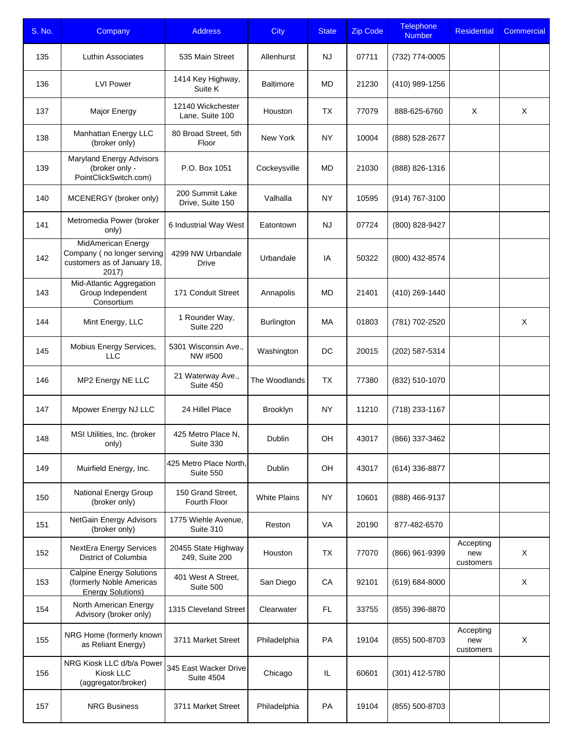| S. No. | Company | Address | City | State | Zip Code | Telephone Number | Residential | Commercial |
|---|---|---|---|---|---|---|---|---|
| 135 | Luthin Associates | 535 Main Street | Allenhurst | NJ | 07711 | (732) 774-0005 | | |
| 136 | LVI Power | 1414 Key Highway, Suite K | Baltimore | MD | 21230 | (410) 989-1256 | | |
| 137 | Major Energy | 12140 Wickchester Lane, Suite 100 | Houston | TX | 77079 | 888-625-6760 | X | X |
| 138 | Manhattan Energy LLC (broker only) | 80 Broad Street, 5th Floor | New York | NY | 10004 | (888) 528-2677 | | |
| 139 | Maryland Energy Advisors (broker only - PointClickSwitch.com) | P.O. Box 1051 | Cockeysville | MD | 21030 | (888) 826-1316 | | |
| 140 | MCENERGY (broker only) | 200 Summit Lake Drive, Suite 150 | Valhalla | NY | 10595 | (914) 767-3100 | | |
| 141 | Metromedia Power (broker only) | 6 Industrial Way West | Eatontown | NJ | 07724 | (800) 828-9427 | | |
| 142 | MidAmerican Energy Company ( no longer serving customers as of January 18, 2017) | 4299 NW Urbandale Drive | Urbandale | IA | 50322 | (800) 432-8574 | | |
| 143 | Mid-Atlantic Aggregation Group Independent Consortium | 171 Conduit Street | Annapolis | MD | 21401 | (410) 269-1440 | | |
| 144 | Mint Energy, LLC | 1 Rounder Way, Suite 220 | Burlington | MA | 01803 | (781) 702-2520 | | X |
| 145 | Mobius Energy Services, LLC | 5301 Wisconsin Ave., NW #500 | Washington | DC | 20015 | (202) 587-5314 | | |
| 146 | MP2 Energy NE LLC | 21 Waterway Ave., Suite 450 | The Woodlands | TX | 77380 | (832) 510-1070 | | |
| 147 | Mpower Energy NJ LLC | 24 Hillel Place | Brooklyn | NY | 11210 | (718) 233-1167 | | |
| 148 | MSI Utilities, Inc. (broker only) | 425 Metro Place N, Suite 330 | Dublin | OH | 43017 | (866) 337-3462 | | |
| 149 | Muirfield Energy, Inc. | 425 Metro Place North, Suite 550 | Dublin | OH | 43017 | (614) 336-8877 | | |
| 150 | National Energy Group (broker only) | 150 Grand Street, Fourth Floor | White Plains | NY | 10601 | (888) 466-9137 | | |
| 151 | NetGain Energy Advisors (broker only) | 1775 Wiehle Avenue, Suite 310 | Reston | VA | 20190 | 877-482-6570 | | |
| 152 | NextEra Energy Services District of Columbia | 20455 State Highway 249, Suite 200 | Houston | TX | 77070 | (866) 961-9399 | Accepting new customers | X |
| 153 | Calpine Energy Solutions (formerly Noble Americas Energy Solutions) | 401 West A Street, Suite 500 | San Diego | CA | 92101 | (619) 684-8000 | | X |
| 154 | North American Energy Advisory (broker only) | 1315 Cleveland Street | Clearwater | FL | 33755 | (855) 396-8870 | | |
| 155 | NRG Home (formerly known as Reliant Energy) | 3711 Market Street | Philadelphia | PA | 19104 | (855) 500-8703 | Accepting new customers | X |
| 156 | NRG Kiosk LLC d/b/a Power Kiosk LLC (aggregator/broker) | 345 East Wacker Drive Suite 4504 | Chicago | IL | 60601 | (301) 412-5780 | | |
| 157 | NRG Business | 3711 Market Street | Philadelphia | PA | 19104 | (855) 500-8703 | | |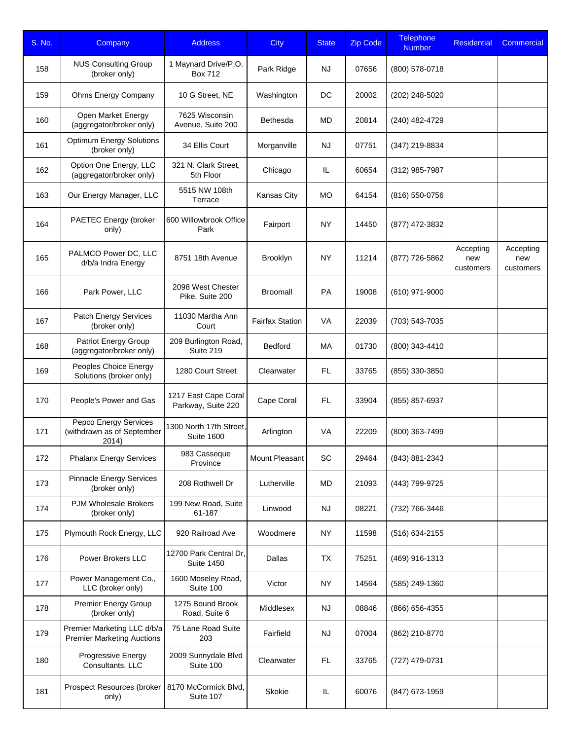| S. No. | Company | Address | City | State | Zip Code | Telephone Number | Residential | Commercial |
|---|---|---|---|---|---|---|---|---|
| 158 | NUS Consulting Group (broker only) | 1 Maynard Drive/P.O. Box 712 | Park Ridge | NJ | 07656 | (800) 578-0718 | | |
| 159 | Ohms Energy Company | 10 G Street, NE | Washington | DC | 20002 | (202) 248-5020 | | |
| 160 | Open Market Energy (aggregator/broker only) | 7625 Wisconsin Avenue, Suite 200 | Bethesda | MD | 20814 | (240) 482-4729 | | |
| 161 | Optimum Energy Solutions (broker only) | 34 Ellis Court | Morganville | NJ | 07751 | (347) 219-8834 | | |
| 162 | Option One Energy, LLC (aggregator/broker only) | 321 N. Clark Street, 5th Floor | Chicago | IL | 60654 | (312) 985-7987 | | |
| 163 | Our Energy Manager, LLC | 5515 NW 108th Terrace | Kansas City | MO | 64154 | (816) 550-0756 | | |
| 164 | PAETEC Energy (broker only) | 600 Willowbrook Office Park | Fairport | NY | 14450 | (877) 472-3832 | | |
| 165 | PALMCO Power DC, LLC d/b/a Indra Energy | 8751 18th Avenue | Brooklyn | NY | 11214 | (877) 726-5862 | Accepting new customers | Accepting new customers |
| 166 | Park Power, LLC | 2098 West Chester Pike, Suite 200 | Broomall | PA | 19008 | (610) 971-9000 | | |
| 167 | Patch Energy Services (broker only) | 11030 Martha Ann Court | Fairfax Station | VA | 22039 | (703) 543-7035 | | |
| 168 | Patriot Energy Group (aggregator/broker only) | 209 Burlington Road, Suite 219 | Bedford | MA | 01730 | (800) 343-4410 | | |
| 169 | Peoples Choice Energy Solutions (broker only) | 1280 Court Street | Clearwater | FL | 33765 | (855) 330-3850 | | |
| 170 | People's Power and Gas | 1217 East Cape Coral Parkway, Suite 220 | Cape Coral | FL | 33904 | (855) 857-6937 | | |
| 171 | Pepco Energy Services (withdrawn as of September 2014) | 1300 North 17th Street, Suite 1600 | Arlington | VA | 22209 | (800) 363-7499 | | |
| 172 | Phalanx Energy Services | 983 Casseque Province | Mount Pleasant | SC | 29464 | (843) 881-2343 | | |
| 173 | Pinnacle Energy Services (broker only) | 208 Rothwell Dr | Lutherville | MD | 21093 | (443) 799-9725 | | |
| 174 | PJM Wholesale Brokers (broker only) | 199 New Road, Suite 61-187 | Linwood | NJ | 08221 | (732) 766-3446 | | |
| 175 | Plymouth Rock Energy, LLC | 920 Railroad Ave | Woodmere | NY | 11598 | (516) 634-2155 | | |
| 176 | Power Brokers LLC | 12700 Park Central Dr, Suite 1450 | Dallas | TX | 75251 | (469) 916-1313 | | |
| 177 | Power Management Co., LLC (broker only) | 1600 Moseley Road, Suite 100 | Victor | NY | 14564 | (585) 249-1360 | | |
| 178 | Premier Energy Group (broker only) | 1275 Bound Brook Road, Suite 6 | Middlesex | NJ | 08846 | (866) 656-4355 | | |
| 179 | Premier Marketing LLC d/b/a Premier Marketing Auctions | 75 Lane Road Suite 203 | Fairfield | NJ | 07004 | (862) 210-8770 | | |
| 180 | Progressive Energy Consultants, LLC | 2009 Sunnydale Blvd Suite 100 | Clearwater | FL | 33765 | (727) 479-0731 | | |
| 181 | Prospect Resources (broker only) | 8170 McCormick Blvd, Suite 107 | Skokie | IL | 60076 | (847) 673-1959 | | |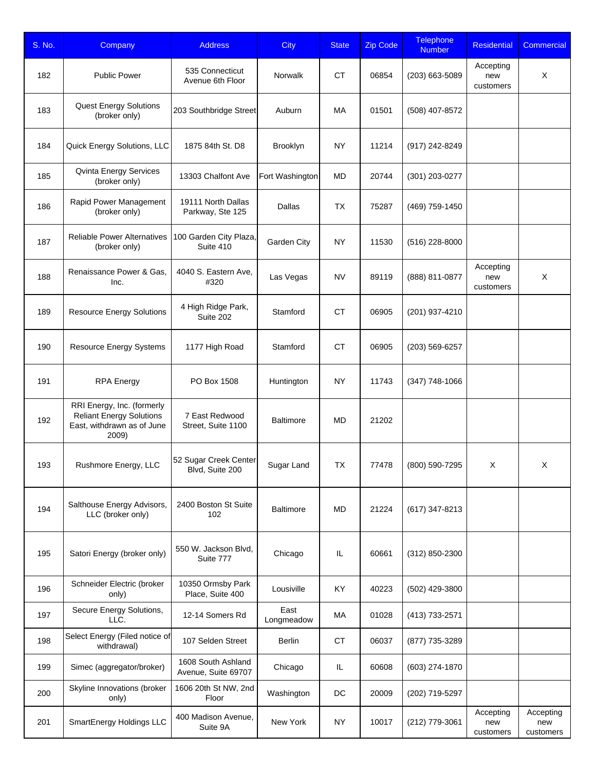| S. No. | Company | Address | City | State | Zip Code | Telephone Number | Residential | Commercial |
|---|---|---|---|---|---|---|---|---|
| 182 | Public Power | 535 Connecticut Avenue 6th Floor | Norwalk | CT | 06854 | (203) 663-5089 | Accepting new customers | X |
| 183 | Quest Energy Solutions (broker only) | 203 Southbridge Street | Auburn | MA | 01501 | (508) 407-8572 | | |
| 184 | Quick Energy Solutions, LLC | 1875 84th St. D8 | Brooklyn | NY | 11214 | (917) 242-8249 | | |
| 185 | Qvinta Energy Services (broker only) | 13303 Chalfont Ave | Fort Washington | MD | 20744 | (301) 203-0277 | | |
| 186 | Rapid Power Management (broker only) | 19111 North Dallas Parkway, Ste 125 | Dallas | TX | 75287 | (469) 759-1450 | | |
| 187 | Reliable Power Alternatives (broker only) | 100 Garden City Plaza, Suite 410 | Garden City | NY | 11530 | (516) 228-8000 | | |
| 188 | Renaissance Power & Gas, Inc. | 4040 S. Eastern Ave, #320 | Las Vegas | NV | 89119 | (888) 811-0877 | Accepting new customers | X |
| 189 | Resource Energy Solutions | 4 High Ridge Park, Suite 202 | Stamford | CT | 06905 | (201) 937-4210 | | |
| 190 | Resource Energy Systems | 1177 High Road | Stamford | CT | 06905 | (203) 569-6257 | | |
| 191 | RPA Energy | PO Box 1508 | Huntington | NY | 11743 | (347) 748-1066 | | |
| 192 | RRI Energy, Inc. (formerly Reliant Energy Solutions East, withdrawn as of June 2009) | 7 East Redwood Street, Suite 1100 | Baltimore | MD | 21202 | | | |
| 193 | Rushmore Energy, LLC | 52 Sugar Creek Center Blvd, Suite 200 | Sugar Land | TX | 77478 | (800) 590-7295 | X | X |
| 194 | Salthouse Energy Advisors, LLC (broker only) | 2400 Boston St Suite 102 | Baltimore | MD | 21224 | (617) 347-8213 | | |
| 195 | Satori Energy (broker only) | 550 W. Jackson Blvd, Suite 777 | Chicago | IL | 60661 | (312) 850-2300 | | |
| 196 | Schneider Electric (broker only) | 10350 Ormsby Park Place, Suite 400 | Lousiville | KY | 40223 | (502) 429-3800 | | |
| 197 | Secure Energy Solutions, LLC. | 12-14 Somers Rd | East Longmeadow | MA | 01028 | (413) 733-2571 | | |
| 198 | Select Energy (Filed notice of withdrawal) | 107 Selden Street | Berlin | CT | 06037 | (877) 735-3289 | | |
| 199 | Simec (aggregator/broker) | 1608 South Ashland Avenue, Suite 69707 | Chicago | IL | 60608 | (603) 274-1870 | | |
| 200 | Skyline Innovations (broker only) | 1606 20th St NW, 2nd Floor | Washington | DC | 20009 | (202) 719-5297 | | |
| 201 | SmartEnergy Holdings LLC | 400 Madison Avenue, Suite 9A | New York | NY | 10017 | (212) 779-3061 | Accepting new customers | Accepting new customers |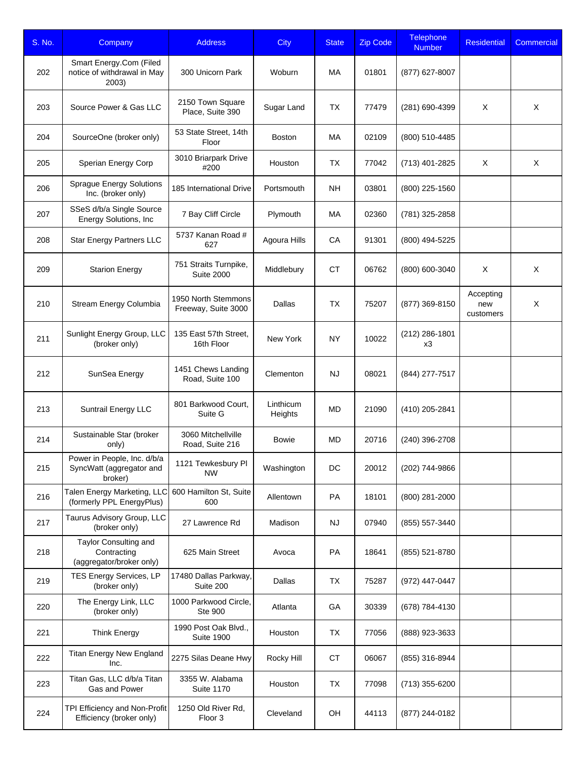| S. No. | Company | Address | City | State | Zip Code | Telephone Number | Residential | Commercial |
|---|---|---|---|---|---|---|---|---|
| 202 | Smart Energy.Com (Filed notice of withdrawal in May 2003) | 300 Unicorn Park | Woburn | MA | 01801 | (877) 627-8007 | | |
| 203 | Source Power & Gas LLC | 2150 Town Square Place, Suite 390 | Sugar Land | TX | 77479 | (281) 690-4399 | X | X |
| 204 | SourceOne (broker only) | 53 State Street, 14th Floor | Boston | MA | 02109 | (800) 510-4485 | | |
| 205 | Sperian Energy Corp | 3010 Briarpark Drive #200 | Houston | TX | 77042 | (713) 401-2825 | X | X |
| 206 | Sprague Energy Solutions Inc. (broker only) | 185 International Drive | Portsmouth | NH | 03801 | (800) 225-1560 | | |
| 207 | SSeS d/b/a Single Source Energy Solutions, Inc | 7 Bay Cliff Circle | Plymouth | MA | 02360 | (781) 325-2858 | | |
| 208 | Star Energy Partners LLC | 5737 Kanan Road # 627 | Agoura Hills | CA | 91301 | (800) 494-5225 | | |
| 209 | Starion Energy | 751 Straits Turnpike, Suite 2000 | Middlebury | CT | 06762 | (800) 600-3040 | X | X |
| 210 | Stream Energy Columbia | 1950 North Stemmons Freeway, Suite 3000 | Dallas | TX | 75207 | (877) 369-8150 | Accepting new customers | X |
| 211 | Sunlight Energy Group, LLC (broker only) | 135 East 57th Street, 16th Floor | New York | NY | 10022 | (212) 286-1801 x3 | | |
| 212 | SunSea Energy | 1451 Chews Landing Road, Suite 100 | Clementon | NJ | 08021 | (844) 277-7517 | | |
| 213 | Suntrail Energy LLC | 801 Barkwood Court, Suite G | Linthicum Heights | MD | 21090 | (410) 205-2841 | | |
| 214 | Sustainable Star (broker only) | 3060 Mitchellville Road, Suite 216 | Bowie | MD | 20716 | (240) 396-2708 | | |
| 215 | Power in People, Inc. d/b/a SyncWatt (aggregator and broker) | 1121 Tewkesbury Pl NW | Washington | DC | 20012 | (202) 744-9866 | | |
| 216 | Talen Energy Marketing, LLC (formerly PPL EnergyPlus) | 600 Hamilton St, Suite 600 | Allentown | PA | 18101 | (800) 281-2000 | | |
| 217 | Taurus Advisory Group, LLC (broker only) | 27 Lawrence Rd | Madison | NJ | 07940 | (855) 557-3440 | | |
| 218 | Taylor Consulting and Contracting (aggregator/broker only) | 625 Main Street | Avoca | PA | 18641 | (855) 521-8780 | | |
| 219 | TES Energy Services, LP (broker only) | 17480 Dallas Parkway, Suite 200 | Dallas | TX | 75287 | (972) 447-0447 | | |
| 220 | The Energy Link, LLC (broker only) | 1000 Parkwood Circle, Ste 900 | Atlanta | GA | 30339 | (678) 784-4130 | | |
| 221 | Think Energy | 1990 Post Oak Blvd., Suite 1900 | Houston | TX | 77056 | (888) 923-3633 | | |
| 222 | Titan Energy New England Inc. | 2275 Silas Deane Hwy | Rocky Hill | CT | 06067 | (855) 316-8944 | | |
| 223 | Titan Gas, LLC d/b/a Titan Gas and Power | 3355 W. Alabama Suite 1170 | Houston | TX | 77098 | (713) 355-6200 | | |
| 224 | TPI Efficiency and Non-Profit Efficiency (broker only) | 1250 Old River Rd, Floor 3 | Cleveland | OH | 44113 | (877) 244-0182 | | |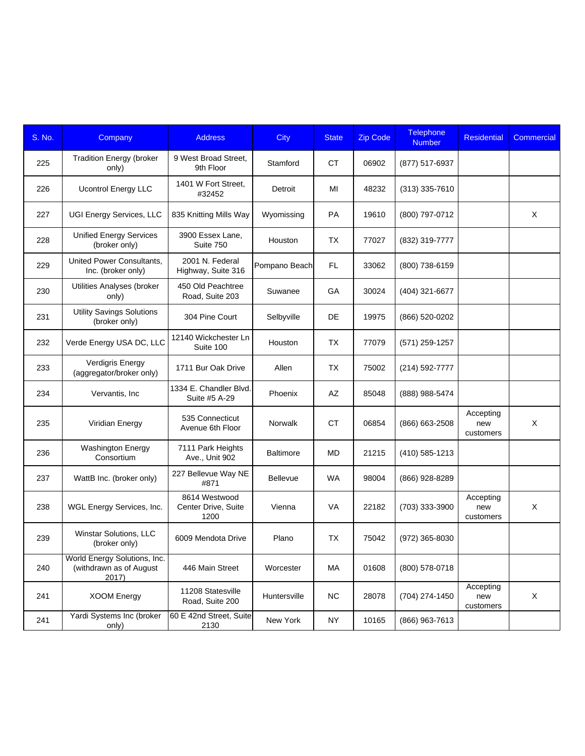| S. No. | Company | Address | City | State | Zip Code | Telephone Number | Residential | Commercial |
|---|---|---|---|---|---|---|---|---|
| 225 | Tradition Energy (broker only) | 9 West Broad Street, 9th Floor | Stamford | CT | 06902 | (877) 517-6937 | | |
| 226 | Ucontrol Energy LLC | 1401 W Fort Street, #32452 | Detroit | MI | 48232 | (313) 335-7610 | | |
| 227 | UGI Energy Services, LLC | 835 Knitting Mills Way | Wyomissing | PA | 19610 | (800) 797-0712 | | X |
| 228 | Unified Energy Services (broker only) | 3900 Essex Lane, Suite 750 | Houston | TX | 77027 | (832) 319-7777 | | |
| 229 | United Power Consultants, Inc. (broker only) | 2001 N. Federal Highway, Suite 316 | Pompano Beach | FL | 33062 | (800) 738-6159 | | |
| 230 | Utilities Analyses (broker only) | 450 Old Peachtree Road, Suite 203 | Suwanee | GA | 30024 | (404) 321-6677 | | |
| 231 | Utility Savings Solutions (broker only) | 304 Pine Court | Selbyville | DE | 19975 | (866) 520-0202 | | |
| 232 | Verde Energy USA DC, LLC | 12140 Wickchester Ln Suite 100 | Houston | TX | 77079 | (571) 259-1257 | | |
| 233 | Verdigris Energy (aggregator/broker only) | 1711 Bur Oak Drive | Allen | TX | 75002 | (214) 592-7777 | | |
| 234 | Vervantis, Inc | 1334 E. Chandler Blvd. Suite #5 A-29 | Phoenix | AZ | 85048 | (888) 988-5474 | | |
| 235 | Viridian Energy | 535 Connecticut Avenue 6th Floor | Norwalk | CT | 06854 | (866) 663-2508 | Accepting new customers | X |
| 236 | Washington Energy Consortium | 7111 Park Heights Ave., Unit 902 | Baltimore | MD | 21215 | (410) 585-1213 | | |
| 237 | WattB Inc. (broker only) | 227 Bellevue Way NE #871 | Bellevue | WA | 98004 | (866) 928-8289 | | |
| 238 | WGL Energy Services, Inc. | 8614 Westwood Center Drive, Suite 1200 | Vienna | VA | 22182 | (703) 333-3900 | Accepting new customers | X |
| 239 | Winstar Solutions, LLC (broker only) | 6009 Mendota Drive | Plano | TX | 75042 | (972) 365-8030 | | |
| 240 | World Energy Solutions, Inc. (withdrawn as of August 2017) | 446 Main Street | Worcester | MA | 01608 | (800) 578-0718 | | |
| 241 | XOOM Energy | 11208 Statesville Road, Suite 200 | Huntersville | NC | 28078 | (704) 274-1450 | Accepting new customers | X |
| 241 | Yardi Systems Inc (broker only) | 60 E 42nd Street, Suite 2130 | New York | NY | 10165 | (866) 963-7613 | | |